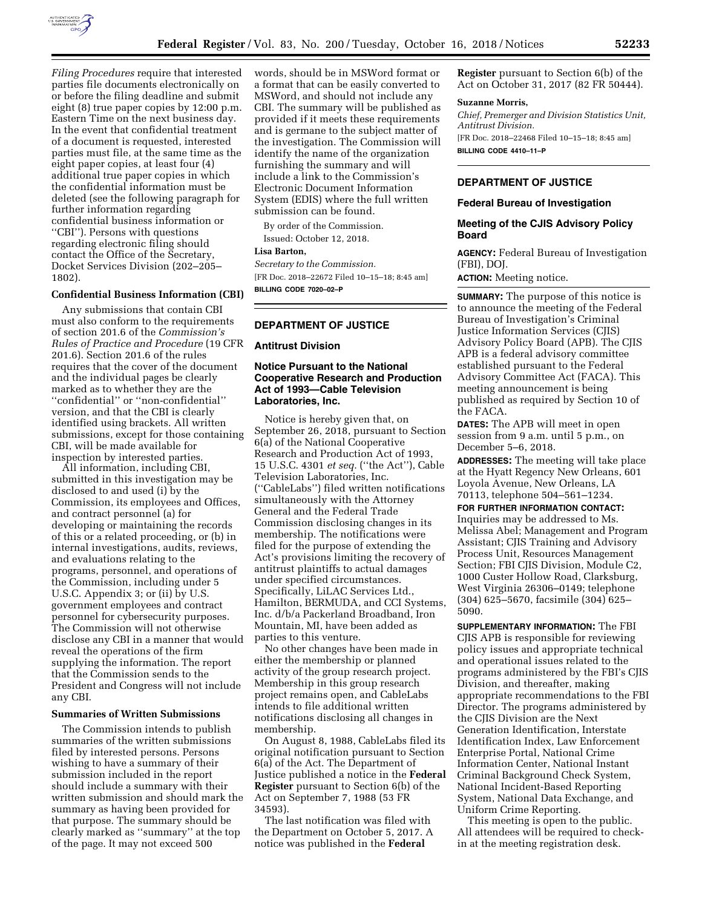*Filing Procedures* require that interested parties file documents electronically on or before the filing deadline and submit eight (8) true paper copies by 12:00 p.m. Eastern Time on the next business day. In the event that confidential treatment of a document is requested, interested parties must file, at the same time as the eight paper copies, at least four (4) additional true paper copies in which the confidential information must be deleted (see the following paragraph for further information regarding confidential business information or ''CBI''). Persons with questions regarding electronic filing should contact the Office of the Secretary, Docket Services Division (202–205–1802).

**Confidential Business Information (CBI)**

Any submissions that contain CBI must also conform to the requirements of section 201.6 of the *Commission's Rules of Practice and Procedure* (19 CFR 201.6). Section 201.6 of the rules requires that the cover of the document and the individual pages be clearly marked as to whether they are the ''confidential'' or ''non-confidential'' version, and that the CBI is clearly identified using brackets. All written submissions, except for those containing CBI, will be made available for inspection by interested parties.

All information, including CBI, submitted in this investigation may be disclosed to and used (i) by the Commission, its employees and Offices, and contract personnel (a) for developing or maintaining the records of this or a related proceeding, or (b) in internal investigations, audits, reviews, and evaluations relating to the programs, personnel, and operations of the Commission, including under 5 U.S.C. Appendix 3; or (ii) by U.S. government employees and contract personnel for cybersecurity purposes. The Commission will not otherwise disclose any CBI in a manner that would reveal the operations of the firm supplying the information. The report that the Commission sends to the President and Congress will not include any CBI.

**Summaries of Written Submissions**

The Commission intends to publish summaries of the written submissions filed by interested persons. Persons wishing to have a summary of their submission included in the report should include a summary with their written submission and should mark the summary as having been provided for that purpose. The summary should be clearly marked as ''summary'' at the top of the page. It may not exceed 500 words, should be in MSWord format or a format that can be easily converted to MSWord, and should not include any CBI. The summary will be published as provided if it meets these requirements and is germane to the subject matter of the investigation. The Commission will identify the name of the organization furnishing the summary and will include a link to the Commission's Electronic Document Information System (EDIS) where the full written submission can be found.

By order of the Commission.

Issued: October 12, 2018.

**Lisa Barton,**

*Secretary to the Commission.*

[FR Doc. 2018–22672 Filed 10–15–18; 8:45 am]

**BILLING CODE 7020–02–P**

---

## DEPARTMENT OF JUSTICE

### Antitrust Division

### Notice Pursuant to the National Cooperative Research and Production Act of 1993—Cable Television Laboratories, Inc.

Notice is hereby given that, on September 26, 2018, pursuant to Section 6(a) of the National Cooperative Research and Production Act of 1993, 15 U.S.C. 4301 *et seq.* (''the Act''), Cable Television Laboratories, Inc. (''CableLabs'') filed written notifications simultaneously with the Attorney General and the Federal Trade Commission disclosing changes in its membership. The notifications were filed for the purpose of extending the Act's provisions limiting the recovery of antitrust plaintiffs to actual damages under specified circumstances. Specifically, LiLAC Services Ltd., Hamilton, BERMUDA, and CCI Systems, Inc. d/b/a Packerland Broadband, Iron Mountain, MI, have been added as parties to this venture.

No other changes have been made in either the membership or planned activity of the group research project. Membership in this group research project remains open, and CableLabs intends to file additional written notifications disclosing all changes in membership.

On August 8, 1988, CableLabs filed its original notification pursuant to Section 6(a) of the Act. The Department of Justice published a notice in the **Federal Register** pursuant to Section 6(b) of the Act on September 7, 1988 (53 FR 34593).

The last notification was filed with the Department on October 5, 2017. A notice was published in the **Federal Register** pursuant to Section 6(b) of the Act on October 31, 2017 (82 FR 50444).

**Suzanne Morris,**

*Chief, Premerger and Division Statistics Unit, Antitrust Division.*

[FR Doc. 2018–22468 Filed 10–15–18; 8:45 am]

**BILLING CODE 4410–11–P**

---

## DEPARTMENT OF JUSTICE

### Federal Bureau of Investigation

### Meeting of the CJIS Advisory Policy Board

**AGENCY:** Federal Bureau of Investigation (FBI), DOJ.

**ACTION:** Meeting notice.

**SUMMARY:** The purpose of this notice is to announce the meeting of the Federal Bureau of Investigation's Criminal Justice Information Services (CJIS) Advisory Policy Board (APB). The CJIS APB is a federal advisory committee established pursuant to the Federal Advisory Committee Act (FACA). This meeting announcement is being published as required by Section 10 of the FACA.

**DATES:** The APB will meet in open session from 9 a.m. until 5 p.m., on December 5–6, 2018.

**ADDRESSES:** The meeting will take place at the Hyatt Regency New Orleans, 601 Loyola Avenue, New Orleans, LA 70113, telephone 504–561–1234.

**FOR FURTHER INFORMATION CONTACT:** Inquiries may be addressed to Ms. Melissa Abel; Management and Program Assistant; CJIS Training and Advisory Process Unit, Resources Management Section; FBI CJIS Division, Module C2, 1000 Custer Hollow Road, Clarksburg, West Virginia 26306–0149; telephone (304) 625–5670, facsimile (304) 625–5090.

**SUPPLEMENTARY INFORMATION:** The FBI CJIS APB is responsible for reviewing policy issues and appropriate technical and operational issues related to the programs administered by the FBI's CJIS Division, and thereafter, making appropriate recommendations to the FBI Director. The programs administered by the CJIS Division are the Next Generation Identification, Interstate Identification Index, Law Enforcement Enterprise Portal, National Crime Information Center, National Instant Criminal Background Check System, National Incident-Based Reporting System, National Data Exchange, and Uniform Crime Reporting.

This meeting is open to the public. All attendees will be required to check-in at the meeting registration desk.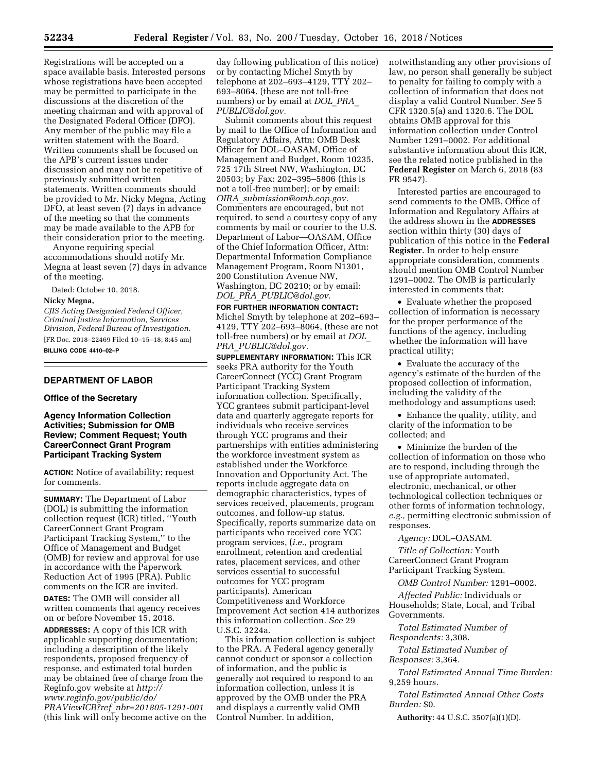Registrations will be accepted on a space available basis. Interested persons whose registrations have been accepted may be permitted to participate in the discussions at the discretion of the meeting chairman and with approval of the Designated Federal Officer (DFO). Any member of the public may file a written statement with the Board. Written comments shall be focused on the APB's current issues under discussion and may not be repetitive of previously submitted written statements. Written comments should be provided to Mr. Nicky Megna, Acting DFO, at least seven (7) days in advance of the meeting so that the comments may be made available to the APB for their consideration prior to the meeting.

Anyone requiring special accommodations should notify Mr. Megna at least seven (7) days in advance of the meeting.

Dated: October 10, 2018.

**Nicky Megna,**

*CJIS Acting Designated Federal Officer, Criminal Justice Information, Services Division, Federal Bureau of Investigation.*

[FR Doc. 2018–22469 Filed 10–15–18; 8:45 am]

**BILLING CODE 4410–02–P**

---

## DEPARTMENT OF LABOR

### Office of the Secretary

### Agency Information Collection Activities; Submission for OMB Review; Comment Request; Youth CareerConnect Grant Program Participant Tracking System

**ACTION:** Notice of availability; request for comments.

**SUMMARY:** The Department of Labor (DOL) is submitting the information collection request (ICR) titled, ''Youth CareerConnect Grant Program Participant Tracking System,'' to the Office of Management and Budget (OMB) for review and approval for use in accordance with the Paperwork Reduction Act of 1995 (PRA). Public comments on the ICR are invited.

**DATES:** The OMB will consider all written comments that agency receives on or before November 15, 2018.

**ADDRESSES:** A copy of this ICR with applicable supporting documentation; including a description of the likely respondents, proposed frequency of response, and estimated total burden may be obtained free of charge from the RegInfo.gov website at *http://www.reginfo.gov/public/do/PRAViewICR?ref_nbr=201805-1291-001* (this link will only become active on the day following publication of this notice) or by contacting Michel Smyth by telephone at 202–693–4129, TTY 202–693–8064, (these are not toll-free numbers) or by email at *DOL_PRA_PUBLIC@dol.gov.*

Submit comments about this request by mail to the Office of Information and Regulatory Affairs, Attn: OMB Desk Officer for DOL–OASAM, Office of Management and Budget, Room 10235, 725 17th Street NW, Washington, DC 20503; by Fax: 202–395–5806 (this is not a toll-free number); or by email: *OIRA_submission@omb.eop.gov.* Commenters are encouraged, but not required, to send a courtesy copy of any comments by mail or courier to the U.S. Department of Labor—OASAM, Office of the Chief Information Officer, Attn: Departmental Information Compliance Management Program, Room N1301, 200 Constitution Avenue NW, Washington, DC 20210; or by email: *DOL_PRA_PUBLIC@dol.gov.*

**FOR FURTHER INFORMATION CONTACT:** Michel Smyth by telephone at 202–693–4129, TTY 202–693–8064, (these are not toll-free numbers) or by email at *DOL_PRA_PUBLIC@dol.gov.*

**SUPPLEMENTARY INFORMATION:** This ICR seeks PRA authority for the Youth CareerConnect (YCC) Grant Program Participant Tracking System information collection. Specifically, YCC grantees submit participant-level data and quarterly aggregate reports for individuals who receive services through YCC programs and their partnerships with entities administering the workforce investment system as established under the Workforce Innovation and Opportunity Act. The reports include aggregate data on demographic characteristics, types of services received, placements, program outcomes, and follow-up status. Specifically, reports summarize data on participants who received core YCC program services, (*i.e.,* program enrollment, retention and credential rates, placement services, and other services essential to successful outcomes for YCC program participants). American Competitiveness and Workforce Improvement Act section 414 authorizes this information collection. *See* 29 U.S.C. 3224a.

This information collection is subject to the PRA. A Federal agency generally cannot conduct or sponsor a collection of information, and the public is generally not required to respond to an information collection, unless it is approved by the OMB under the PRA and displays a currently valid OMB Control Number. In addition, notwithstanding any other provisions of law, no person shall generally be subject to penalty for failing to comply with a collection of information that does not display a valid Control Number. *See* 5 CFR 1320.5(a) and 1320.6. The DOL obtains OMB approval for this information collection under Control Number 1291–0002. For additional substantive information about this ICR, see the related notice published in the **Federal Register** on March 6, 2018 (83 FR 9547).

Interested parties are encouraged to send comments to the OMB, Office of Information and Regulatory Affairs at the address shown in the **ADDRESSES** section within thirty (30) days of publication of this notice in the **Federal Register**. In order to help ensure appropriate consideration, comments should mention OMB Control Number 1291–0002. The OMB is particularly interested in comments that:

- Evaluate whether the proposed collection of information is necessary for the proper performance of the functions of the agency, including whether the information will have practical utility;
- Evaluate the accuracy of the agency's estimate of the burden of the proposed collection of information, including the validity of the methodology and assumptions used;
- Enhance the quality, utility, and clarity of the information to be collected; and
- Minimize the burden of the collection of information on those who are to respond, including through the use of appropriate automated, electronic, mechanical, or other technological collection techniques or other forms of information technology, *e.g.,* permitting electronic submission of responses.

*Agency:* DOL–OASAM.

*Title of Collection:* Youth CareerConnect Grant Program Participant Tracking System.

*OMB Control Number:* 1291–0002.

*Affected Public:* Individuals or Households; State, Local, and Tribal Governments.

*Total Estimated Number of Respondents:* 3,308.

*Total Estimated Number of Responses:* 3,364.

*Total Estimated Annual Time Burden:* 9,259 hours.

*Total Estimated Annual Other Costs Burden:* $0.

**Authority:** 44 U.S.C. 3507(a)(1)(D).